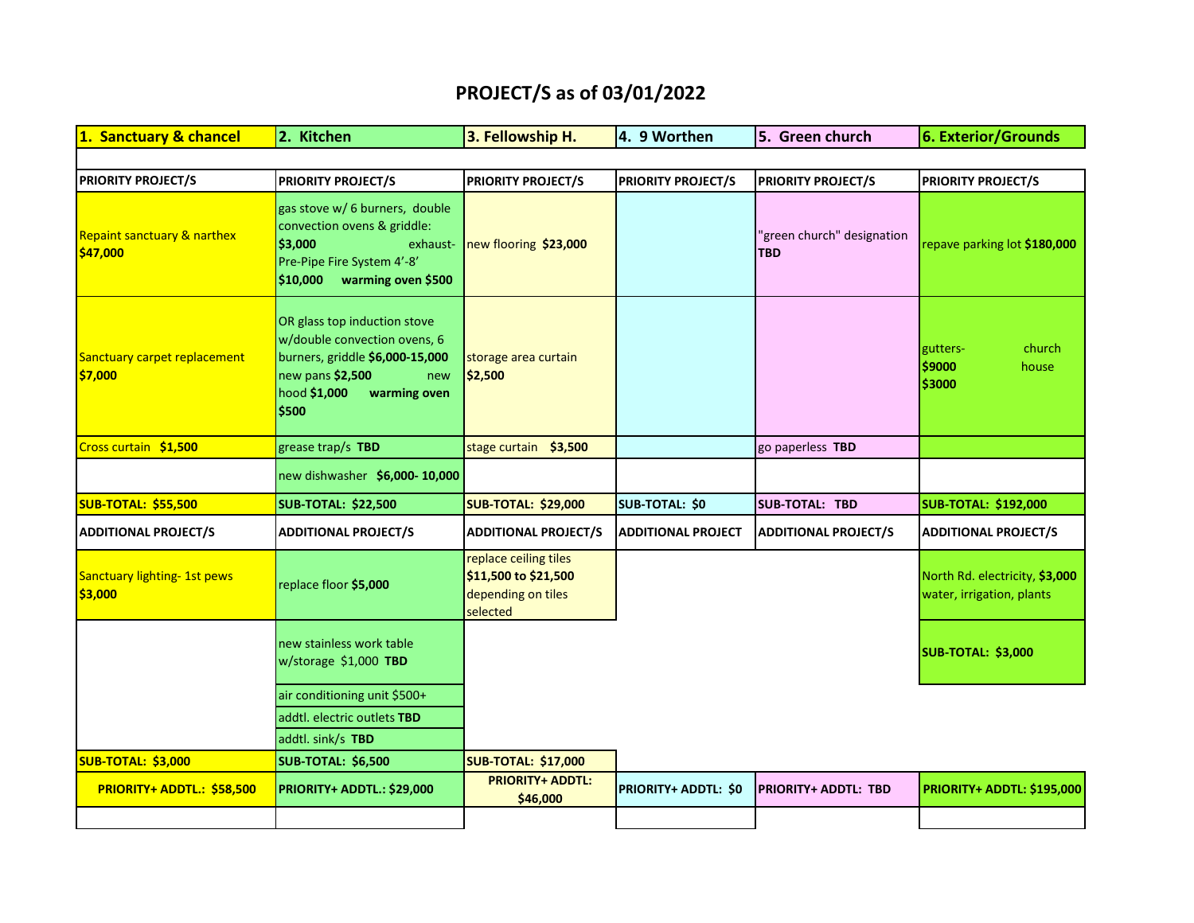# PROJECT/S as of 03/01/2022

| 1. Sanctuary & chancel | 2. Kitchen | 3. Fellowship H. | 4. 9 Worthen | 5. Green church | 6. Exterior/Grounds |
|---|---|---|---|---|---|
| **PRIORITY PROJECT/S** | **PRIORITY PROJECT/S** | **PRIORITY PROJECT/S** | **PRIORITY PROJECT/S** | **PRIORITY PROJECT/S** | **PRIORITY PROJECT/S** |
| Repaint sanctuary & narthex **$47,000** | gas stove w/ 6 burners, double convection ovens & griddle: **$3,000** exhaust-Pre-Pipe Fire System 4'-8' **$10,000** **warming oven $500** | new flooring **$23,000** | | "green church" designation **TBD** | repave parking lot **$180,000** |
| Sanctuary carpet replacement **$7,000** | OR glass top induction stove w/double convection ovens, 6 burners, griddle **$6,000-15,000** new pans **$2,500** new hood **$1,000** **warming oven $500** | storage area curtain **$2,500** | | | gutters- church **$9000** house **$3000** |
| Cross curtain **$1,500** | grease trap/s **TBD** | stage curtain **$3,500** | | go paperless **TBD** | |
| | new dishwasher **$6,000- 10,000** | | | | |
| **SUB-TOTAL: $55,500** | **SUB-TOTAL: $22,500** | **SUB-TOTAL: $29,000** | **SUB-TOTAL: $0** | **SUB-TOTAL: TBD** | **SUB-TOTAL: $192,000** |
| **ADDITIONAL PROJECT/S** | **ADDITIONAL PROJECT/S** | **ADDITIONAL PROJECT/S** | **ADDITIONAL PROJECT** | **ADDITIONAL PROJECT/S** | **ADDITIONAL PROJECT/S** |
| Sanctuary lighting- 1st pews **$3,000** | replace floor **$5,000** | replace ceiling tiles **$11,500 to $21,500** depending on tiles selected | | | North Rd. electricity, **$3,000** water, irrigation, plants |
| | new stainless work table w/storage $1,000 **TBD** | | | | **SUB-TOTAL: $3,000** |
| | air conditioning unit $500+ | | | | |
| | addtl. electric outlets **TBD** | | | | |
| | addtl. sink/s **TBD** | | | | |
| **SUB-TOTAL: $3,000** | **SUB-TOTAL: $6,500** | **SUB-TOTAL: $17,000** | | | |
| **PRIORITY+ ADDTL.: $58,500** | **PRIORITY+ ADDTL.: $29,000** | **PRIORITY+ ADDTL: $46,000** | **PRIORITY+ ADDTL: $0** | **PRIORITY+ ADDTL: TBD** | **PRIORITY+ ADDTL: $195,000** |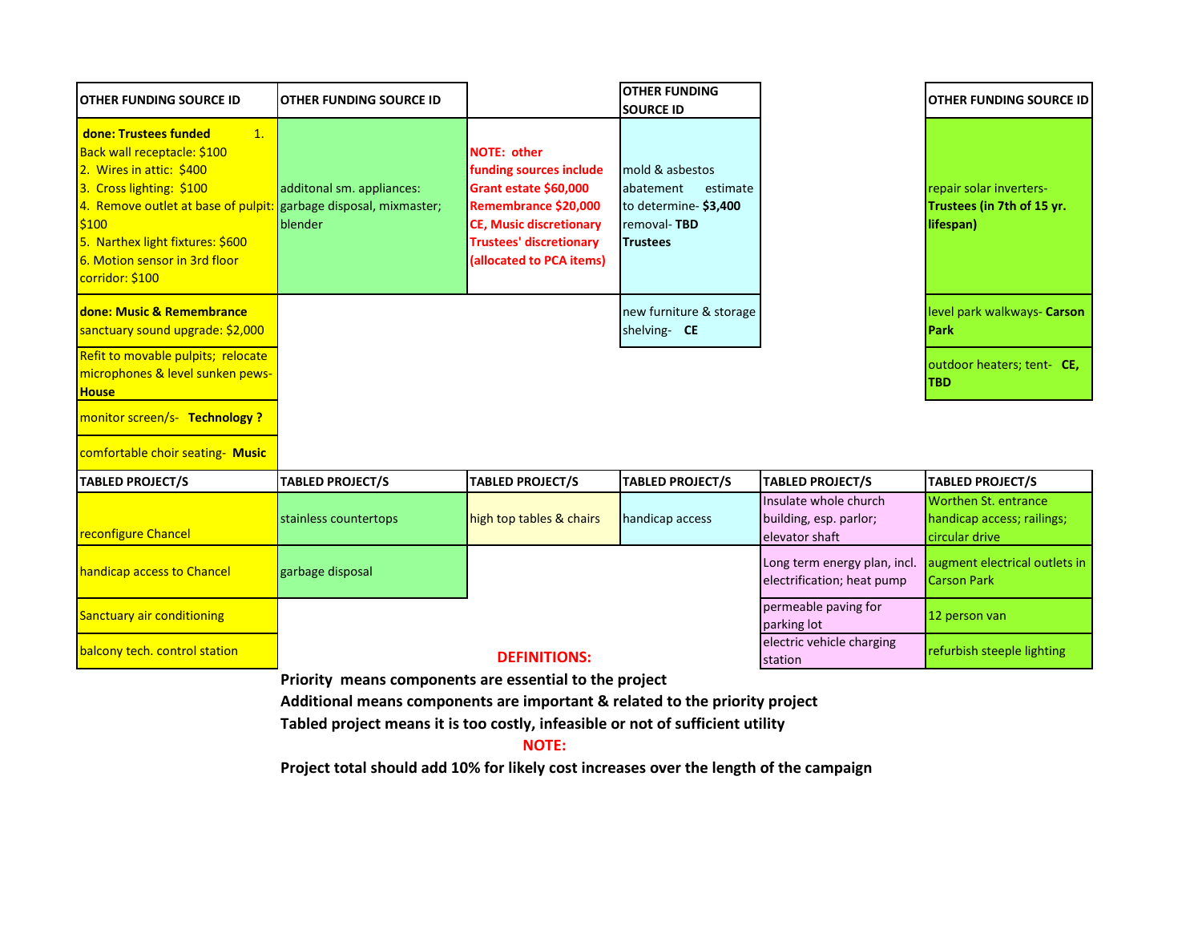| OTHER FUNDING SOURCE ID | OTHER FUNDING SOURCE ID | | OTHER FUNDING SOURCE ID | | OTHER FUNDING SOURCE ID |
|---|---|---|---|---|---|
| **done: Trustees funded** 1. Back wall receptacle: $100 2. Wires in attic: $400 3. Cross lighting: $100 4. Remove outlet at base of pulpit: $100 5. Narthex light fixtures: $600 6. Motion sensor in 3rd floor corridor: $100 | additonal sm. appliances: garbage disposal, mixmaster; blender | **NOTE: other funding sources include Grant estate $60,000 Remembrance $20,000 CE, Music discretionary Trustees' discretionary (allocated to PCA items)** | mold & asbestos abatement estimate to determine- **$3,400** removal- **TBD Trustees** | | repair solar inverters- **Trustees (in 7th of 15 yr. lifespan)** |
| **done: Music & Remembrance** sanctuary sound upgrade: $2,000 | | | new furniture & storage shelving- **CE** | | level park walkways- **Carson Park** |
| Refit to movable pulpits; relocate microphones & level sunken pews- **House** | | | | | outdoor heaters; tent- **CE, TBD** |
| monitor screen/s- **Technology ?** | | | | | |
| comfortable choir seating- **Music** | | | | | |
| **TABLED PROJECT/S** | **TABLED PROJECT/S** | **TABLED PROJECT/S** | **TABLED PROJECT/S** | **TABLED PROJECT/S** | **TABLED PROJECT/S** |
| reconfigure Chancel | stainless countertops | high top tables & chairs | handicap access | Insulate whole church building, esp. parlor; elevator shaft | Worthen St. entrance handicap access; railings; circular drive |
| handicap access to Chancel | garbage disposal | | | Long term energy plan, incl. electrification; heat pump | augment electrical outlets in Carson Park |
| Sanctuary air conditioning | | | | permeable paving for parking lot | 12 person van |
| balcony tech. control station | | | | electric vehicle charging station | refurbish steeple lighting |

**DEFINITIONS:**

**Priority means components are essential to the project**

**Additional means components are important & related to the priority project**

**Tabled project means it is too costly, infeasible or not of sufficient utility**

**NOTE:**

**Project total should add 10% for likely cost increases over the length of the campaign**